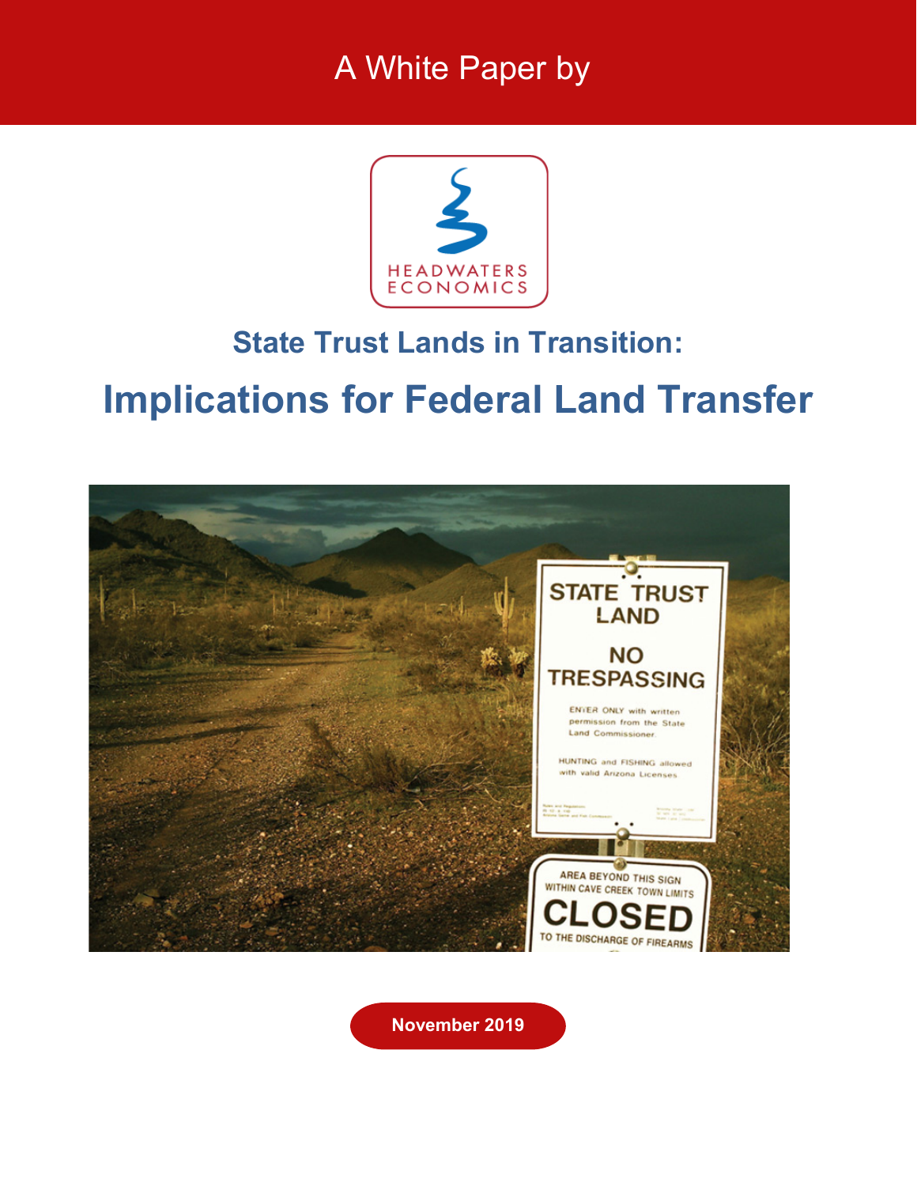A White Paper by

HEADWATERS ECONOMICS

## State Trust Lands in Transition:

# Implications for Federal Land Transfer

November 2019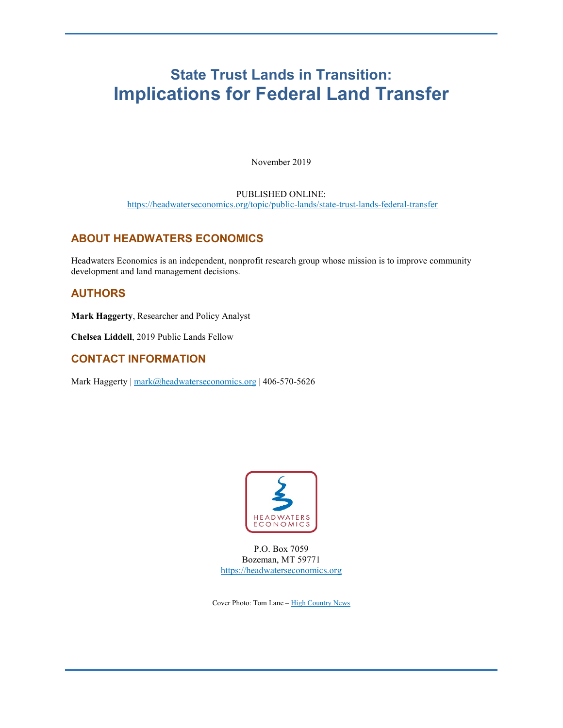# State Trust Lands in Transition:
# Implications for Federal Land Transfer

November 2019

PUBLISHED ONLINE:
https://headwaterseconomics.org/topic/public-lands/state-trust-lands-federal-transfer

## ABOUT HEADWATERS ECONOMICS

Headwaters Economics is an independent, nonprofit research group whose mission is to improve community development and land management decisions.

## AUTHORS

**Mark Haggerty**, Researcher and Policy Analyst

**Chelsea Liddell**, 2019 Public Lands Fellow

## CONTACT INFORMATION

Mark Haggerty | mark@headwaterseconomics.org | 406-570-5626

HEADWATERS ECONOMICS

P.O. Box 7059
Bozeman, MT 59771
https://headwaterseconomics.org

Cover Photo: Tom Lane – High Country News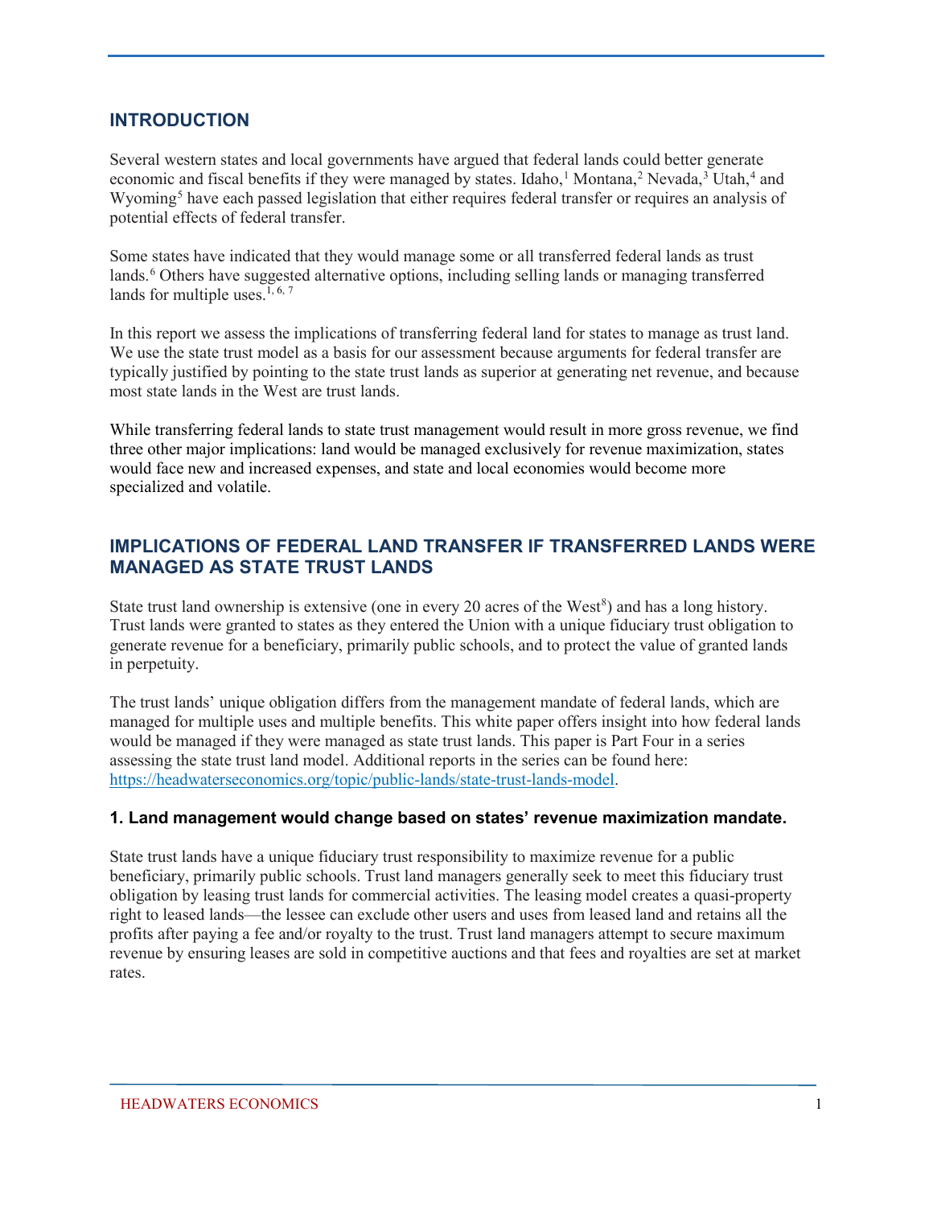## INTRODUCTION

Several western states and local governments have argued that federal lands could better generate economic and fiscal benefits if they were managed by states. Idaho,[1] Montana,[2] Nevada,[3] Utah,[4] and Wyoming[5] have each passed legislation that either requires federal transfer or requires an analysis of potential effects of federal transfer.

Some states have indicated that they would manage some or all transferred federal lands as trust lands.[6] Others have suggested alternative options, including selling lands or managing transferred lands for multiple uses.[1, 6, 7]

In this report we assess the implications of transferring federal land for states to manage as trust land. We use the state trust model as a basis for our assessment because arguments for federal transfer are typically justified by pointing to the state trust lands as superior at generating net revenue, and because most state lands in the West are trust lands.

While transferring federal lands to state trust management would result in more gross revenue, we find three other major implications: land would be managed exclusively for revenue maximization, states would face new and increased expenses, and state and local economies would become more specialized and volatile.

## IMPLICATIONS OF FEDERAL LAND TRANSFER IF TRANSFERRED LANDS WERE MANAGED AS STATE TRUST LANDS

State trust land ownership is extensive (one in every 20 acres of the West[8]) and has a long history. Trust lands were granted to states as they entered the Union with a unique fiduciary trust obligation to generate revenue for a beneficiary, primarily public schools, and to protect the value of granted lands in perpetuity.

The trust lands' unique obligation differs from the management mandate of federal lands, which are managed for multiple uses and multiple benefits. This white paper offers insight into how federal lands would be managed if they were managed as state trust lands. This paper is Part Four in a series assessing the state trust land model. Additional reports in the series can be found here: https://headwaterseconomics.org/topic/public-lands/state-trust-lands-model.

### 1. Land management would change based on states' revenue maximization mandate.

State trust lands have a unique fiduciary trust responsibility to maximize revenue for a public beneficiary, primarily public schools. Trust land managers generally seek to meet this fiduciary trust obligation by leasing trust lands for commercial activities. The leasing model creates a quasi-property right to leased lands—the lessee can exclude other users and uses from leased land and retains all the profits after paying a fee and/or royalty to the trust. Trust land managers attempt to secure maximum revenue by ensuring leases are sold in competitive auctions and that fees and royalties are set at market rates.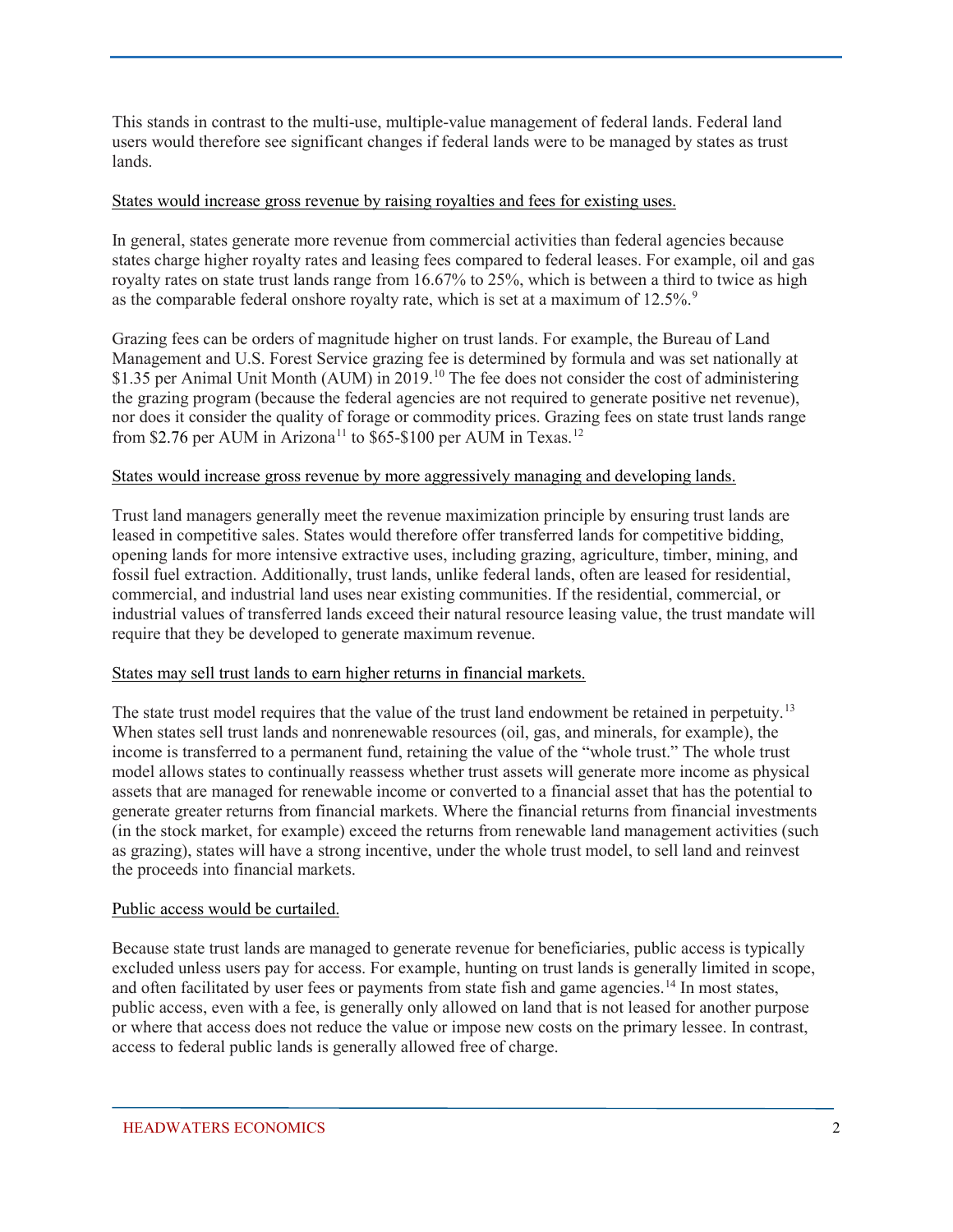This stands in contrast to the multi-use, multiple-value management of federal lands. Federal land users would therefore see significant changes if federal lands were to be managed by states as trust lands.

<u>States would increase gross revenue by raising royalties and fees for existing uses.</u>

In general, states generate more revenue from commercial activities than federal agencies because states charge higher royalty rates and leasing fees compared to federal leases. For example, oil and gas royalty rates on state trust lands range from 16.67% to 25%, which is between a third to twice as high as the comparable federal onshore royalty rate, which is set at a maximum of 12.5%.[9]

Grazing fees can be orders of magnitude higher on trust lands. For example, the Bureau of Land Management and U.S. Forest Service grazing fee is determined by formula and was set nationally at $1.35 per Animal Unit Month (AUM) in 2019.[10] The fee does not consider the cost of administering the grazing program (because the federal agencies are not required to generate positive net revenue), nor does it consider the quality of forage or commodity prices. Grazing fees on state trust lands range from $2.76 per AUM in Arizona[11] to $65-$100 per AUM in Texas.[12]

<u>States would increase gross revenue by more aggressively managing and developing lands.</u>

Trust land managers generally meet the revenue maximization principle by ensuring trust lands are leased in competitive sales. States would therefore offer transferred lands for competitive bidding, opening lands for more intensive extractive uses, including grazing, agriculture, timber, mining, and fossil fuel extraction. Additionally, trust lands, unlike federal lands, often are leased for residential, commercial, and industrial land uses near existing communities. If the residential, commercial, or industrial values of transferred lands exceed their natural resource leasing value, the trust mandate will require that they be developed to generate maximum revenue.

<u>States may sell trust lands to earn higher returns in financial markets.</u>

The state trust model requires that the value of the trust land endowment be retained in perpetuity.[13] When states sell trust lands and nonrenewable resources (oil, gas, and minerals, for example), the income is transferred to a permanent fund, retaining the value of the "whole trust." The whole trust model allows states to continually reassess whether trust assets will generate more income as physical assets that are managed for renewable income or converted to a financial asset that has the potential to generate greater returns from financial markets. Where the financial returns from financial investments (in the stock market, for example) exceed the returns from renewable land management activities (such as grazing), states will have a strong incentive, under the whole trust model, to sell land and reinvest the proceeds into financial markets.

<u>Public access would be curtailed.</u>

Because state trust lands are managed to generate revenue for beneficiaries, public access is typically excluded unless users pay for access. For example, hunting on trust lands is generally limited in scope, and often facilitated by user fees or payments from state fish and game agencies.[14] In most states, public access, even with a fee, is generally only allowed on land that is not leased for another purpose or where that access does not reduce the value or impose new costs on the primary lessee. In contrast, access to federal public lands is generally allowed free of charge.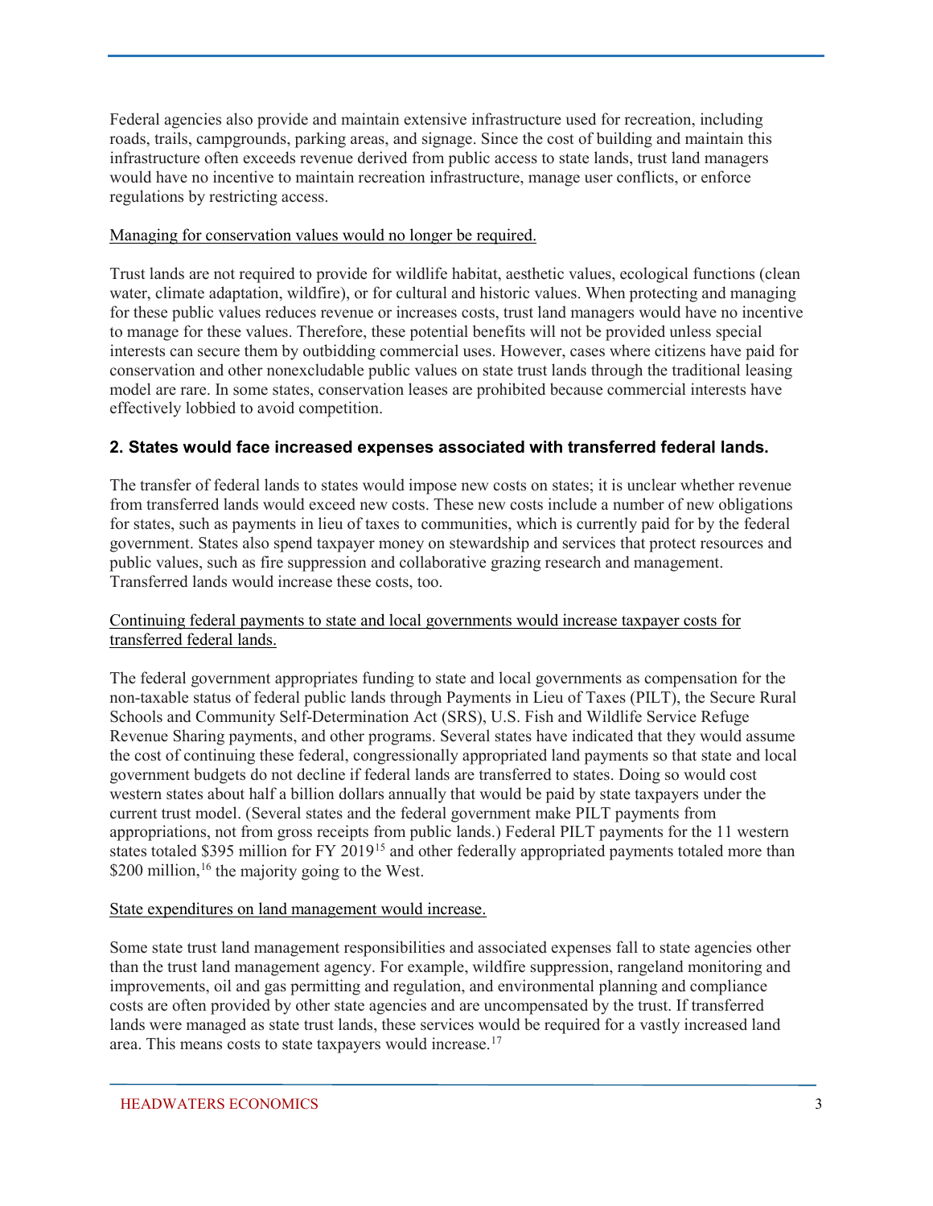Federal agencies also provide and maintain extensive infrastructure used for recreation, including roads, trails, campgrounds, parking areas, and signage. Since the cost of building and maintain this infrastructure often exceeds revenue derived from public access to state lands, trust land managers would have no incentive to maintain recreation infrastructure, manage user conflicts, or enforce regulations by restricting access.

Managing for conservation values would no longer be required.

Trust lands are not required to provide for wildlife habitat, aesthetic values, ecological functions (clean water, climate adaptation, wildfire), or for cultural and historic values. When protecting and managing for these public values reduces revenue or increases costs, trust land managers would have no incentive to manage for these values. Therefore, these potential benefits will not be provided unless special interests can secure them by outbidding commercial uses. However, cases where citizens have paid for conservation and other nonexcludable public values on state trust lands through the traditional leasing model are rare. In some states, conservation leases are prohibited because commercial interests have effectively lobbied to avoid competition.

### 2. States would face increased expenses associated with transferred federal lands.

The transfer of federal lands to states would impose new costs on states; it is unclear whether revenue from transferred lands would exceed new costs. These new costs include a number of new obligations for states, such as payments in lieu of taxes to communities, which is currently paid for by the federal government. States also spend taxpayer money on stewardship and services that protect resources and public values, such as fire suppression and collaborative grazing research and management. Transferred lands would increase these costs, too.

Continuing federal payments to state and local governments would increase taxpayer costs for transferred federal lands.

The federal government appropriates funding to state and local governments as compensation for the non-taxable status of federal public lands through Payments in Lieu of Taxes (PILT), the Secure Rural Schools and Community Self-Determination Act (SRS), U.S. Fish and Wildlife Service Refuge Revenue Sharing payments, and other programs. Several states have indicated that they would assume the cost of continuing these federal, congressionally appropriated land payments so that state and local government budgets do not decline if federal lands are transferred to states. Doing so would cost western states about half a billion dollars annually that would be paid by state taxpayers under the current trust model. (Several states and the federal government make PILT payments from appropriations, not from gross receipts from public lands.) Federal PILT payments for the 11 western states totaled $395 million for FY 2019[15] and other federally appropriated payments totaled more than $200 million,[16] the majority going to the West.

State expenditures on land management would increase.

Some state trust land management responsibilities and associated expenses fall to state agencies other than the trust land management agency. For example, wildfire suppression, rangeland monitoring and improvements, oil and gas permitting and regulation, and environmental planning and compliance costs are often provided by other state agencies and are uncompensated by the trust. If transferred lands were managed as state trust lands, these services would be required for a vastly increased land area. This means costs to state taxpayers would increase.[17]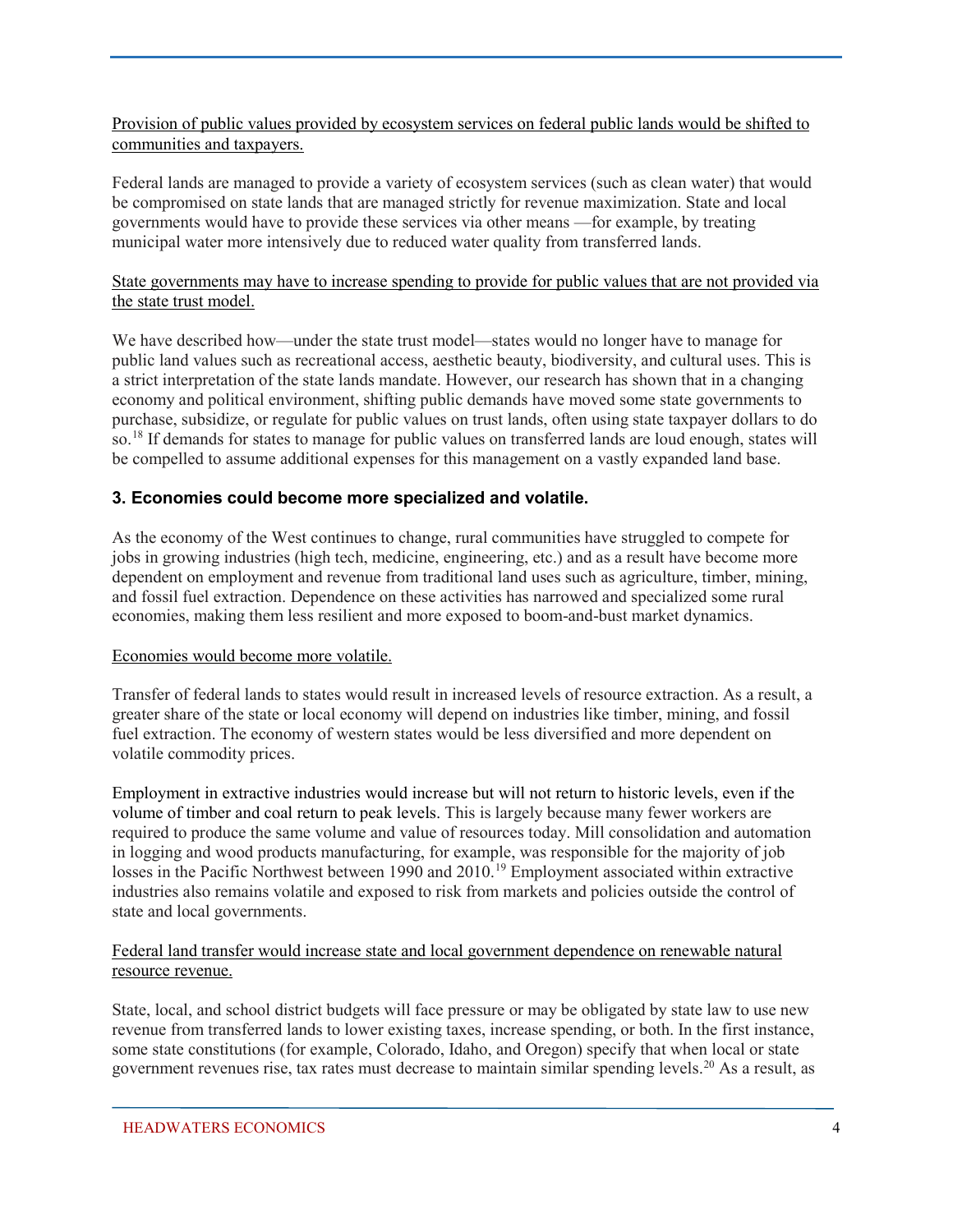Provision of public values provided by ecosystem services on federal public lands would be shifted to communities and taxpayers.

Federal lands are managed to provide a variety of ecosystem services (such as clean water) that would be compromised on state lands that are managed strictly for revenue maximization. State and local governments would have to provide these services via other means —for example, by treating municipal water more intensively due to reduced water quality from transferred lands.

State governments may have to increase spending to provide for public values that are not provided via the state trust model.

We have described how—under the state trust model—states would no longer have to manage for public land values such as recreational access, aesthetic beauty, biodiversity, and cultural uses. This is a strict interpretation of the state lands mandate. However, our research has shown that in a changing economy and political environment, shifting public demands have moved some state governments to purchase, subsidize, or regulate for public values on trust lands, often using state taxpayer dollars to do so.[18] If demands for states to manage for public values on transferred lands are loud enough, states will be compelled to assume additional expenses for this management on a vastly expanded land base.

### 3. Economies could become more specialized and volatile.

As the economy of the West continues to change, rural communities have struggled to compete for jobs in growing industries (high tech, medicine, engineering, etc.) and as a result have become more dependent on employment and revenue from traditional land uses such as agriculture, timber, mining, and fossil fuel extraction. Dependence on these activities has narrowed and specialized some rural economies, making them less resilient and more exposed to boom-and-bust market dynamics.

Economies would become more volatile.

Transfer of federal lands to states would result in increased levels of resource extraction. As a result, a greater share of the state or local economy will depend on industries like timber, mining, and fossil fuel extraction. The economy of western states would be less diversified and more dependent on volatile commodity prices.

Employment in extractive industries would increase but will not return to historic levels, even if the volume of timber and coal return to peak levels. This is largely because many fewer workers are required to produce the same volume and value of resources today. Mill consolidation and automation in logging and wood products manufacturing, for example, was responsible for the majority of job losses in the Pacific Northwest between 1990 and 2010.[19] Employment associated within extractive industries also remains volatile and exposed to risk from markets and policies outside the control of state and local governments.

Federal land transfer would increase state and local government dependence on renewable natural resource revenue.

State, local, and school district budgets will face pressure or may be obligated by state law to use new revenue from transferred lands to lower existing taxes, increase spending, or both. In the first instance, some state constitutions (for example, Colorado, Idaho, and Oregon) specify that when local or state government revenues rise, tax rates must decrease to maintain similar spending levels.[20] As a result, as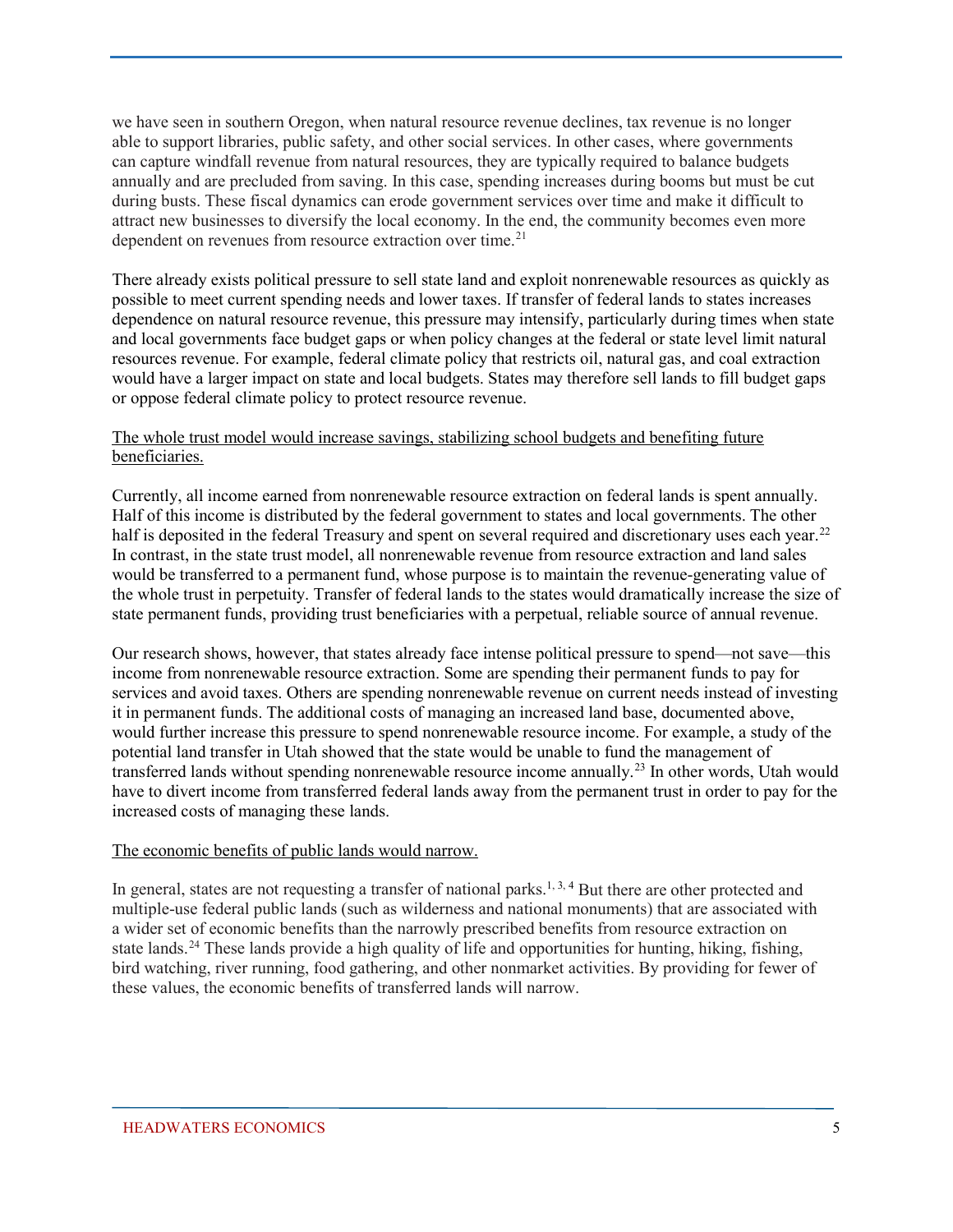we have seen in southern Oregon, when natural resource revenue declines, tax revenue is no longer able to support libraries, public safety, and other social services. In other cases, where governments can capture windfall revenue from natural resources, they are typically required to balance budgets annually and are precluded from saving. In this case, spending increases during booms but must be cut during busts. These fiscal dynamics can erode government services over time and make it difficult to attract new businesses to diversify the local economy. In the end, the community becomes even more dependent on revenues from resource extraction over time.[21]

There already exists political pressure to sell state land and exploit nonrenewable resources as quickly as possible to meet current spending needs and lower taxes. If transfer of federal lands to states increases dependence on natural resource revenue, this pressure may intensify, particularly during times when state and local governments face budget gaps or when policy changes at the federal or state level limit natural resources revenue. For example, federal climate policy that restricts oil, natural gas, and coal extraction would have a larger impact on state and local budgets. States may therefore sell lands to fill budget gaps or oppose federal climate policy to protect resource revenue.

<u>The whole trust model would increase savings, stabilizing school budgets and benefiting future beneficiaries.</u>

Currently, all income earned from nonrenewable resource extraction on federal lands is spent annually. Half of this income is distributed by the federal government to states and local governments. The other half is deposited in the federal Treasury and spent on several required and discretionary uses each year.[22] In contrast, in the state trust model, all nonrenewable revenue from resource extraction and land sales would be transferred to a permanent fund, whose purpose is to maintain the revenue-generating value of the whole trust in perpetuity. Transfer of federal lands to the states would dramatically increase the size of state permanent funds, providing trust beneficiaries with a perpetual, reliable source of annual revenue.

Our research shows, however, that states already face intense political pressure to spend—not save—this income from nonrenewable resource extraction. Some are spending their permanent funds to pay for services and avoid taxes. Others are spending nonrenewable revenue on current needs instead of investing it in permanent funds. The additional costs of managing an increased land base, documented above, would further increase this pressure to spend nonrenewable resource income. For example, a study of the potential land transfer in Utah showed that the state would be unable to fund the management of transferred lands without spending nonrenewable resource income annually.[23] In other words, Utah would have to divert income from transferred federal lands away from the permanent trust in order to pay for the increased costs of managing these lands.

<u>The economic benefits of public lands would narrow.</u>

In general, states are not requesting a transfer of national parks.[1, 3, 4] But there are other protected and multiple-use federal public lands (such as wilderness and national monuments) that are associated with a wider set of economic benefits than the narrowly prescribed benefits from resource extraction on state lands.[24] These lands provide a high quality of life and opportunities for hunting, hiking, fishing, bird watching, river running, food gathering, and other nonmarket activities. By providing for fewer of these values, the economic benefits of transferred lands will narrow.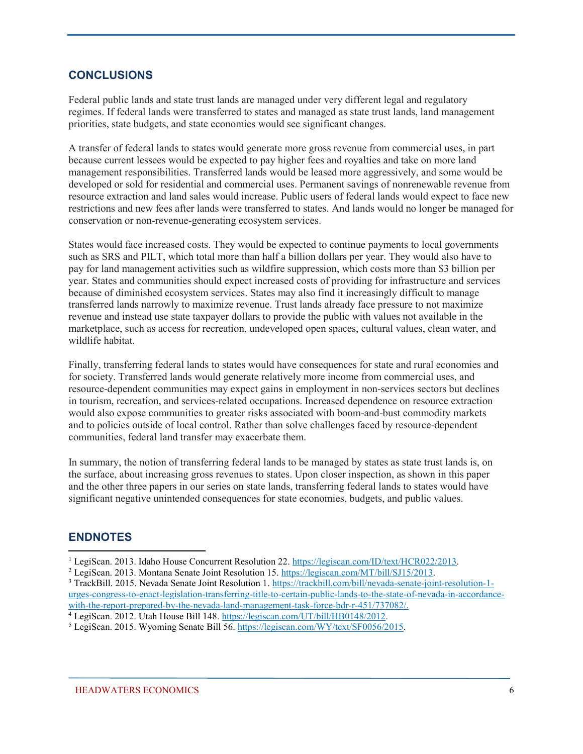## CONCLUSIONS

Federal public lands and state trust lands are managed under very different legal and regulatory regimes. If federal lands were transferred to states and managed as state trust lands, land management priorities, state budgets, and state economies would see significant changes.

A transfer of federal lands to states would generate more gross revenue from commercial uses, in part because current lessees would be expected to pay higher fees and royalties and take on more land management responsibilities. Transferred lands would be leased more aggressively, and some would be developed or sold for residential and commercial uses. Permanent savings of nonrenewable revenue from resource extraction and land sales would increase. Public users of federal lands would expect to face new restrictions and new fees after lands were transferred to states. And lands would no longer be managed for conservation or non-revenue-generating ecosystem services.

States would face increased costs. They would be expected to continue payments to local governments such as SRS and PILT, which total more than half a billion dollars per year. They would also have to pay for land management activities such as wildfire suppression, which costs more than $3 billion per year. States and communities should expect increased costs of providing for infrastructure and services because of diminished ecosystem services. States may also find it increasingly difficult to manage transferred lands narrowly to maximize revenue. Trust lands already face pressure to not maximize revenue and instead use state taxpayer dollars to provide the public with values not available in the marketplace, such as access for recreation, undeveloped open spaces, cultural values, clean water, and wildlife habitat.

Finally, transferring federal lands to states would have consequences for state and rural economies and for society. Transferred lands would generate relatively more income from commercial uses, and resource-dependent communities may expect gains in employment in non-services sectors but declines in tourism, recreation, and services-related occupations. Increased dependence on resource extraction would also expose communities to greater risks associated with boom-and-bust commodity markets and to policies outside of local control. Rather than solve challenges faced by resource-dependent communities, federal land transfer may exacerbate them.

In summary, the notion of transferring federal lands to be managed by states as state trust lands is, on the surface, about increasing gross revenues to states. Upon closer inspection, as shown in this paper and the other three papers in our series on state lands, transferring federal lands to states would have significant negative unintended consequences for state economies, budgets, and public values.

## ENDNOTES

[1] LegiScan. 2013. Idaho House Concurrent Resolution 22. https://legiscan.com/ID/text/HCR022/2013.

[2] LegiScan. 2013. Montana Senate Joint Resolution 15. https://legiscan.com/MT/bill/SJ15/2013.

[3] TrackBill. 2015. Nevada Senate Joint Resolution 1. https://trackbill.com/bill/nevada-senate-joint-resolution-1-urges-congress-to-enact-legislation-transferring-title-to-certain-public-lands-to-the-state-of-nevada-in-accordance-with-the-report-prepared-by-the-nevada-land-management-task-force-bdr-r-451/737082/.

[4] LegiScan. 2012. Utah House Bill 148. https://legiscan.com/UT/bill/HB0148/2012.

[5] LegiScan. 2015. Wyoming Senate Bill 56. https://legiscan.com/WY/text/SF0056/2015.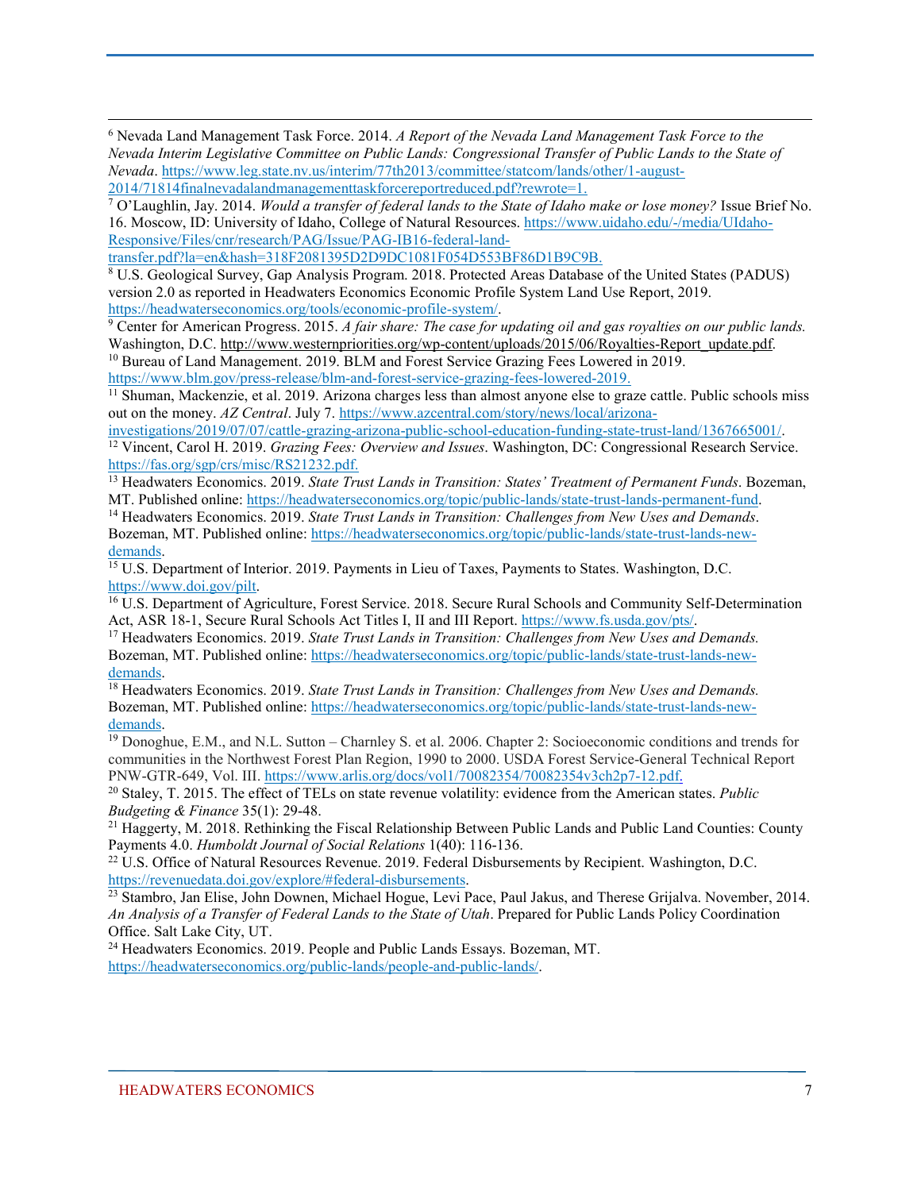[6] Nevada Land Management Task Force. 2014. *A Report of the Nevada Land Management Task Force to the Nevada Interim Legislative Committee on Public Lands: Congressional Transfer of Public Lands to the State of Nevada*. https://www.leg.state.nv.us/interim/77th2013/committee/statcom/lands/other/1-august-2014/71814finalnevadalandmanagementtaskforcereportreduced.pdf?rewrote=1.

[7] O'Laughlin, Jay. 2014. *Would a transfer of federal lands to the State of Idaho make or lose money?* Issue Brief No. 16. Moscow, ID: University of Idaho, College of Natural Resources. https://www.uidaho.edu/-/media/UIdaho-Responsive/Files/cnr/research/PAG/Issue/PAG-IB16-federal-land-transfer.pdf?la=en&hash=318F2081395D2D9DC1081F054D553BF86D1B9C9B.

[8] U.S. Geological Survey, Gap Analysis Program. 2018. Protected Areas Database of the United States (PADUS) version 2.0 as reported in Headwaters Economics Economic Profile System Land Use Report, 2019. https://headwaterseconomics.org/tools/economic-profile-system/.

[9] Center for American Progress. 2015. *A fair share: The case for updating oil and gas royalties on our public lands.* Washington, D.C. http://www.westernpriorities.org/wp-content/uploads/2015/06/Royalties-Report_update.pdf.

[10] Bureau of Land Management. 2019. BLM and Forest Service Grazing Fees Lowered in 2019. https://www.blm.gov/press-release/blm-and-forest-service-grazing-fees-lowered-2019.

[11] Shuman, Mackenzie, et al. 2019. Arizona charges less than almost anyone else to graze cattle. Public schools miss out on the money. *AZ Central*. July 7. https://www.azcentral.com/story/news/local/arizona-investigations/2019/07/07/cattle-grazing-arizona-public-school-education-funding-state-trust-land/1367665001/.

[12] Vincent, Carol H. 2019. *Grazing Fees: Overview and Issues*. Washington, DC: Congressional Research Service. https://fas.org/sgp/crs/misc/RS21232.pdf.

[13] Headwaters Economics. 2019. *State Trust Lands in Transition: States' Treatment of Permanent Funds*. Bozeman, MT. Published online: https://headwaterseconomics.org/topic/public-lands/state-trust-lands-permanent-fund.

[14] Headwaters Economics. 2019. *State Trust Lands in Transition: Challenges from New Uses and Demands*. Bozeman, MT. Published online: https://headwaterseconomics.org/topic/public-lands/state-trust-lands-new-demands.

[15] U.S. Department of Interior. 2019. Payments in Lieu of Taxes, Payments to States. Washington, D.C. https://www.doi.gov/pilt.

[16] U.S. Department of Agriculture, Forest Service. 2018. Secure Rural Schools and Community Self-Determination Act, ASR 18-1, Secure Rural Schools Act Titles I, II and III Report. https://www.fs.usda.gov/pts/.

[17] Headwaters Economics. 2019. *State Trust Lands in Transition: Challenges from New Uses and Demands.* Bozeman, MT. Published online: https://headwaterseconomics.org/topic/public-lands/state-trust-lands-new-demands.

[18] Headwaters Economics. 2019. *State Trust Lands in Transition: Challenges from New Uses and Demands.* Bozeman, MT. Published online: https://headwaterseconomics.org/topic/public-lands/state-trust-lands-new-demands.

[19] Donoghue, E.M., and N.L. Sutton – Charnley S. et al. 2006. Chapter 2: Socioeconomic conditions and trends for communities in the Northwest Forest Plan Region, 1990 to 2000. USDA Forest Service-General Technical Report PNW-GTR-649, Vol. III. https://www.arlis.org/docs/vol1/70082354/70082354v3ch2p7-12.pdf.

[20] Staley, T. 2015. The effect of TELs on state revenue volatility: evidence from the American states. *Public Budgeting & Finance* 35(1): 29-48.

[21] Haggerty, M. 2018. Rethinking the Fiscal Relationship Between Public Lands and Public Land Counties: County Payments 4.0. *Humboldt Journal of Social Relations* 1(40): 116-136.

[22] U.S. Office of Natural Resources Revenue. 2019. Federal Disbursements by Recipient. Washington, D.C. https://revenuedata.doi.gov/explore/#federal-disbursements.

[23] Stambro, Jan Elise, John Downen, Michael Hogue, Levi Pace, Paul Jakus, and Therese Grijalva. November, 2014. *An Analysis of a Transfer of Federal Lands to the State of Utah*. Prepared for Public Lands Policy Coordination Office. Salt Lake City, UT.

[24] Headwaters Economics. 2019. People and Public Lands Essays. Bozeman, MT. https://headwaterseconomics.org/public-lands/people-and-public-lands/.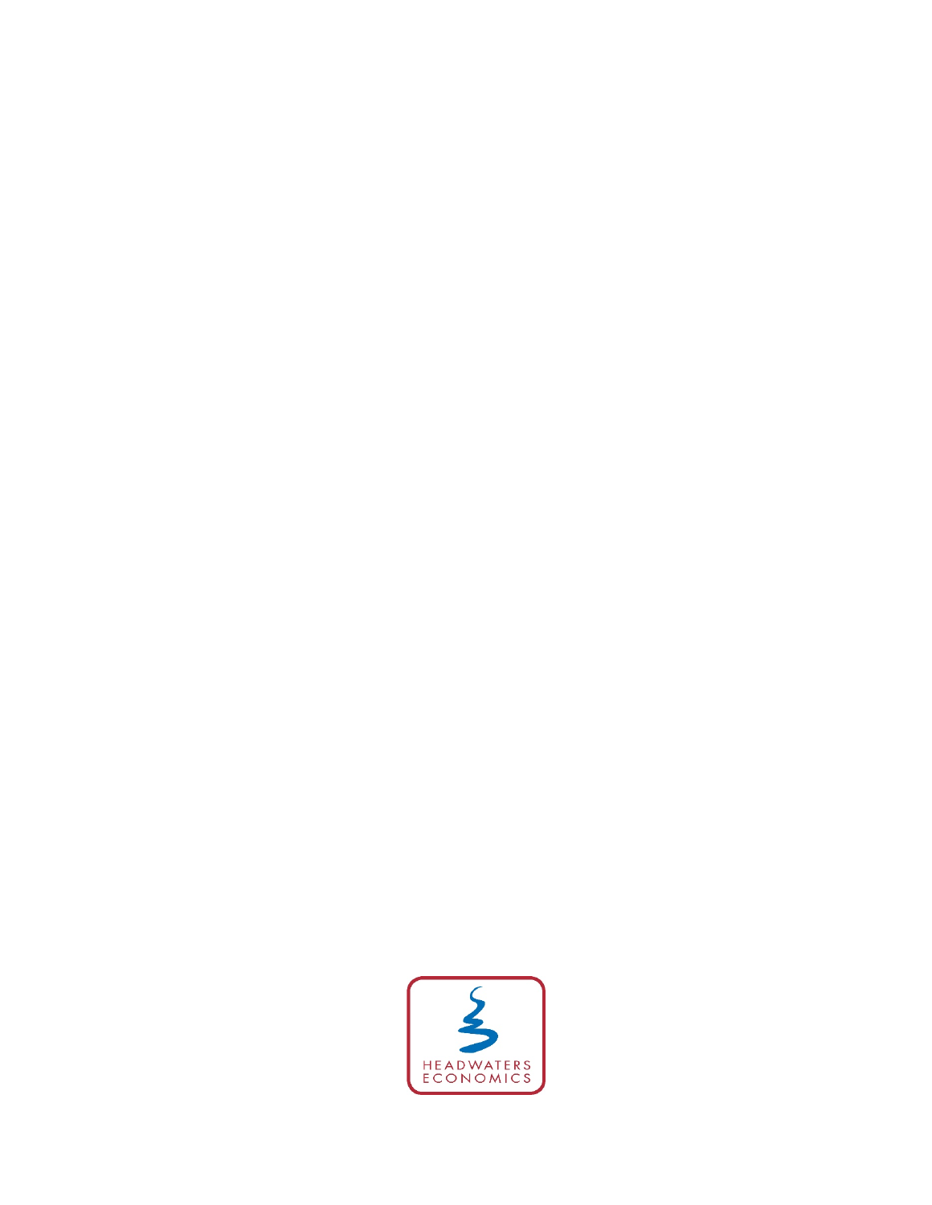HEADWATERS
ECONOMICS